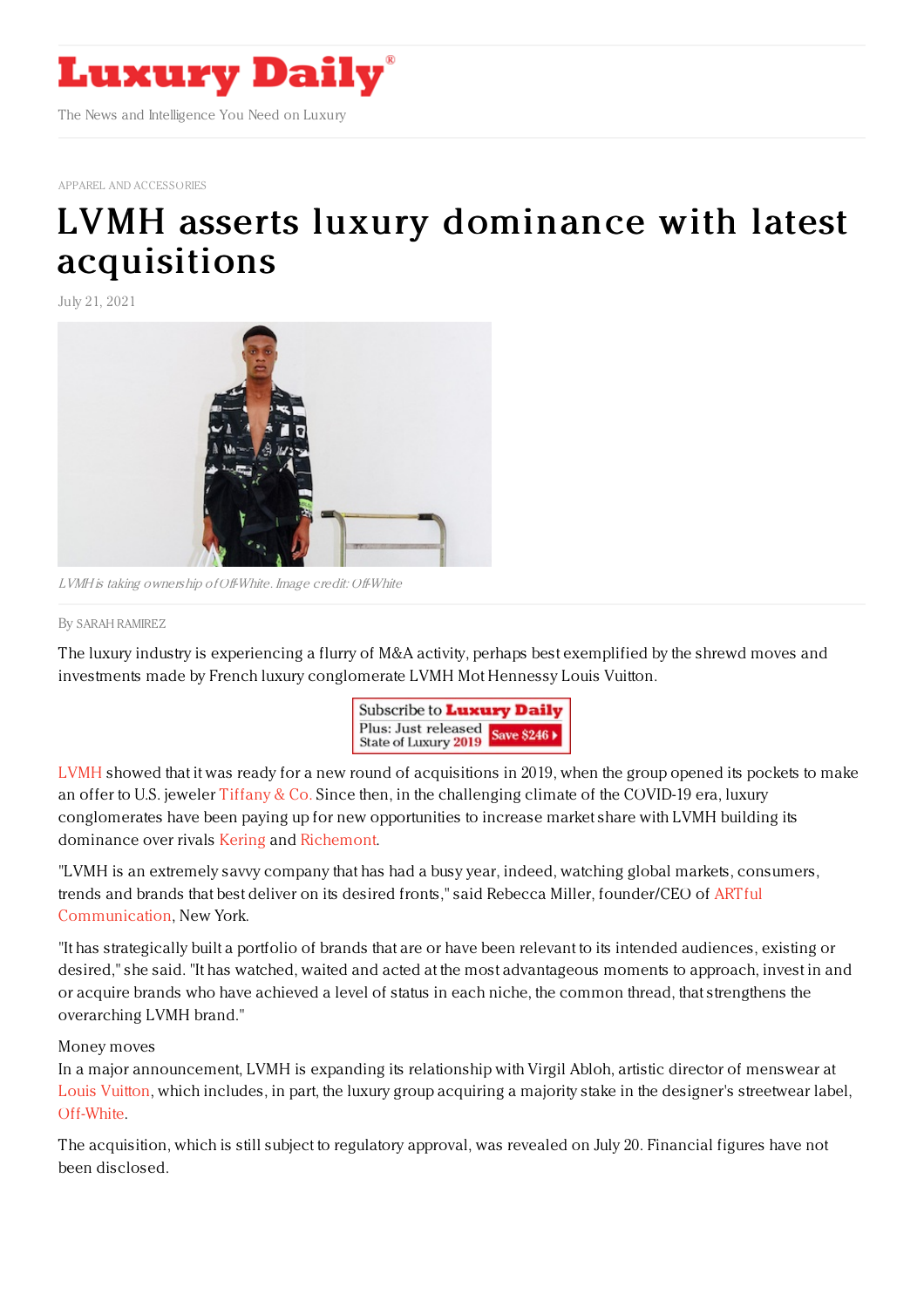# Luxury Daily

The News and Intelligence You Need on Luxury

APPAREL AND ACCESSORIES

# LVMH asserts luxury dominance with latest acquisitions

July 21, 2021

*LVMH is taking ownership of Off-White. Image credit: Off-White*

By SARAH RAMIREZ

The luxury industry is experiencing a flurry of M&A activity, perhaps best exemplified by the shrewd moves and investments made by French luxury conglomerate LVMH Moët Hennessy Louis Vuitton.

LVMH showed that it was ready for a new round of acquisitions in 2019, when the group opened its pockets to make an offer to U.S. jeweler Tiffany & Co. Since then, in the challenging climate of the COVID-19 era, luxury conglomerates have been paying up for new opportunities to increase market share with LVMH building its dominance over rivals Kering and Richemont.

"LVMH is an extremely savvy company that has had a busy year, indeed, watching global markets, consumers, trends and brands that best deliver on its desired fronts," said Rebecca Miller, founder/CEO of ARTful Communication, New York.

"It has strategically built a portfolio of brands that are or have been relevant to its intended audiences, existing or desired," she said. "It has watched, waited and acted at the most advantageous moments to approach, invest in and or acquire brands who have achieved a level of status in each niche, the common thread, that strengthens the overarching LVMH brand."

Money moves

In a major announcement, LVMH is expanding its relationship with Virgil Abloh, artistic director of menswear at Louis Vuitton, which includes, in part, the luxury group acquiring a majority stake in the designer's streetwear label, Off-White.

The acquisition, which is still subject to regulatory approval, was revealed on July 20. Financial figures have not been disclosed.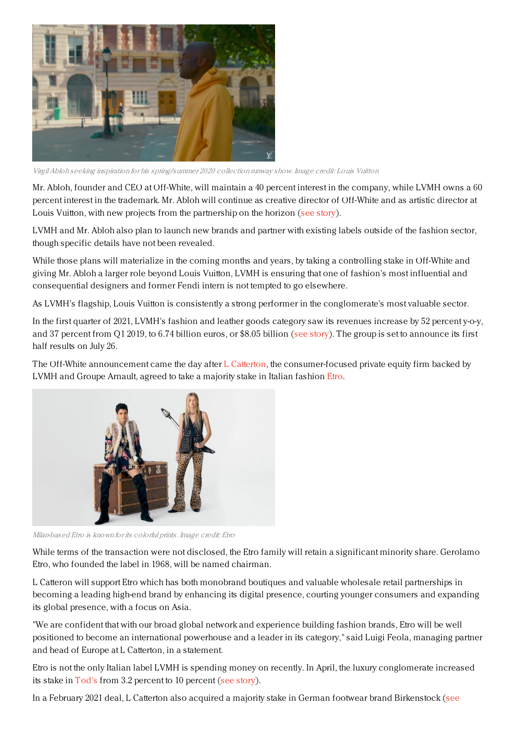*Virgil Abloh seeking inspiration for his spring/summer 2020 collection runway show. Image credit: Louis Vuitton*

Mr. Abloh, founder and CEO at Off-White, will maintain a 40 percent interest in the company, while LVMH owns a 60 percent interest in the trademark. Mr. Abloh will continue as creative director of Off-White and as artistic director at Louis Vuitton, with new projects from the partnership on the horizon (see story).

LVMH and Mr. Abloh also plan to launch new brands and partner with existing labels outside of the fashion sector, though specific details have not been revealed.

While those plans will materialize in the coming months and years, by taking a controlling stake in Off-White and giving Mr. Abloh a larger role beyond Louis Vuitton, LVMH is ensuring that one of fashion's most influential and consequential designers and former Fendi intern is not tempted to go elsewhere.

As LVMH's flagship, Louis Vuitton is consistently a strong performer in the conglomerate's most valuable sector.

In the first quarter of 2021, LVMH's fashion and leather goods category saw its revenues increase by 52 percent y-o-y, and 37 percent from Q1 2019, to 6.74 billion euros, or $8.05 billion (see story). The group is set to announce its first half results on July 26.

The Off-White announcement came the day after L Catterton, the consumer-focused private equity firm backed by LVMH and Groupe Arnault, agreed to take a majority stake in Italian fashion Etro.

*Milan-based Etro is known for its colorful prints. Image credit: Etro*

While terms of the transaction were not disclosed, the Etro family will retain a significant minority share. Gerolamo Etro, who founded the label in 1968, will be named chairman.

L Catteron will support Etro which has both monobrand boutiques and valuable wholesale retail partnerships in becoming a leading high-end brand by enhancing its digital presence, courting younger consumers and expanding its global presence, with a focus on Asia.

"We are confident that with our broad global network and experience building fashion brands, Etro will be well positioned to become an international powerhouse and a leader in its category," said Luigi Feola, managing partner and head of Europe at L Catterton, in a statement.

Etro is not the only Italian label LVMH is spending money on recently. In April, the luxury conglomerate increased its stake in Tod's from 3.2 percent to 10 percent (see story).

In a February 2021 deal, L Catterton also acquired a majority stake in German footwear brand Birkenstock (see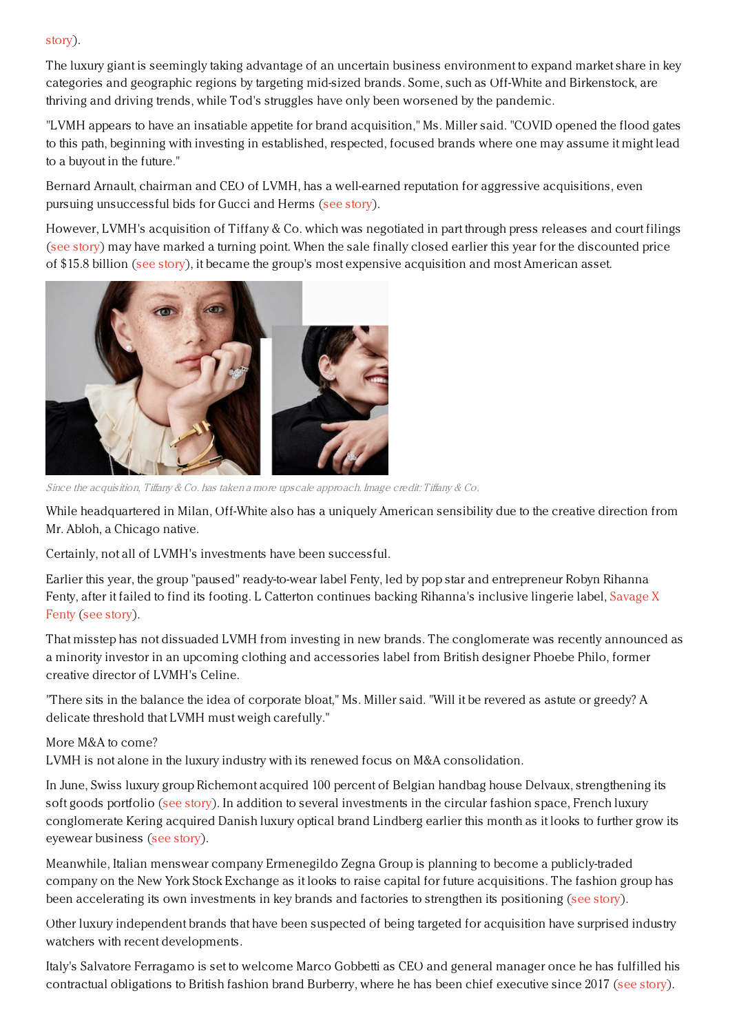story).

The luxury giant is seemingly taking advantage of an uncertain business environment to expand market share in key categories and geographic regions by targeting mid-sized brands. Some, such as Off-White and Birkenstock, are thriving and driving trends, while Tod's struggles have only been worsened by the pandemic.

"LVMH appears to have an insatiable appetite for brand acquisition," Ms. Miller said. "COVID opened the flood gates to this path, beginning with investing in established, respected, focused brands where one may assume it might lead to a buyout in the future."

Bernard Arnault, chairman and CEO of LVMH, has a well-earned reputation for aggressive acquisitions, even pursuing unsuccessful bids for Gucci and Herms (see story).

However, LVMH's acquisition of Tiffany & Co. which was negotiated in part through press releases and court filings (see story) may have marked a turning point. When the sale finally closed earlier this year for the discounted price of $15.8 billion (see story), it became the group's most expensive acquisition and most American asset.

*Since the acquisition, Tiffany & Co. has taken a more upscale approach. Image credit: Tiffany & Co.*

While headquartered in Milan, Off-White also has a uniquely American sensibility due to the creative direction from Mr. Abloh, a Chicago native.

Certainly, not all of LVMH's investments have been successful.

Earlier this year, the group "paused" ready-to-wear label Fenty, led by pop star and entrepreneur Robyn Rihanna Fenty, after it failed to find its footing. L Catterton continues backing Rihanna's inclusive lingerie label, Savage X Fenty (see story).

That misstep has not dissuaded LVMH from investing in new brands. The conglomerate was recently announced as a minority investor in an upcoming clothing and accessories label from British designer Phoebe Philo, former creative director of LVMH's Celine.

"There sits in the balance the idea of corporate bloat," Ms. Miller said. "Will it be revered as astute or greedy? A delicate threshold that LVMH must weigh carefully."

More M&A to come?

LVMH is not alone in the luxury industry with its renewed focus on M&A consolidation.

In June, Swiss luxury group Richemont acquired 100 percent of Belgian handbag house Delvaux, strengthening its soft goods portfolio (see story). In addition to several investments in the circular fashion space, French luxury conglomerate Kering acquired Danish luxury optical brand Lindberg earlier this month as it looks to further grow its eyewear business (see story).

Meanwhile, Italian menswear company Ermenegildo Zegna Group is planning to become a publicly-traded company on the New York Stock Exchange as it looks to raise capital for future acquisitions. The fashion group has been accelerating its own investments in key brands and factories to strengthen its positioning (see story).

Other luxury independent brands that have been suspected of being targeted for acquisition have surprised industry watchers with recent developments.

Italy's Salvatore Ferragamo is set to welcome Marco Gobbetti as CEO and general manager once he has fulfilled his contractual obligations to British fashion brand Burberry, where he has been chief executive since 2017 (see story).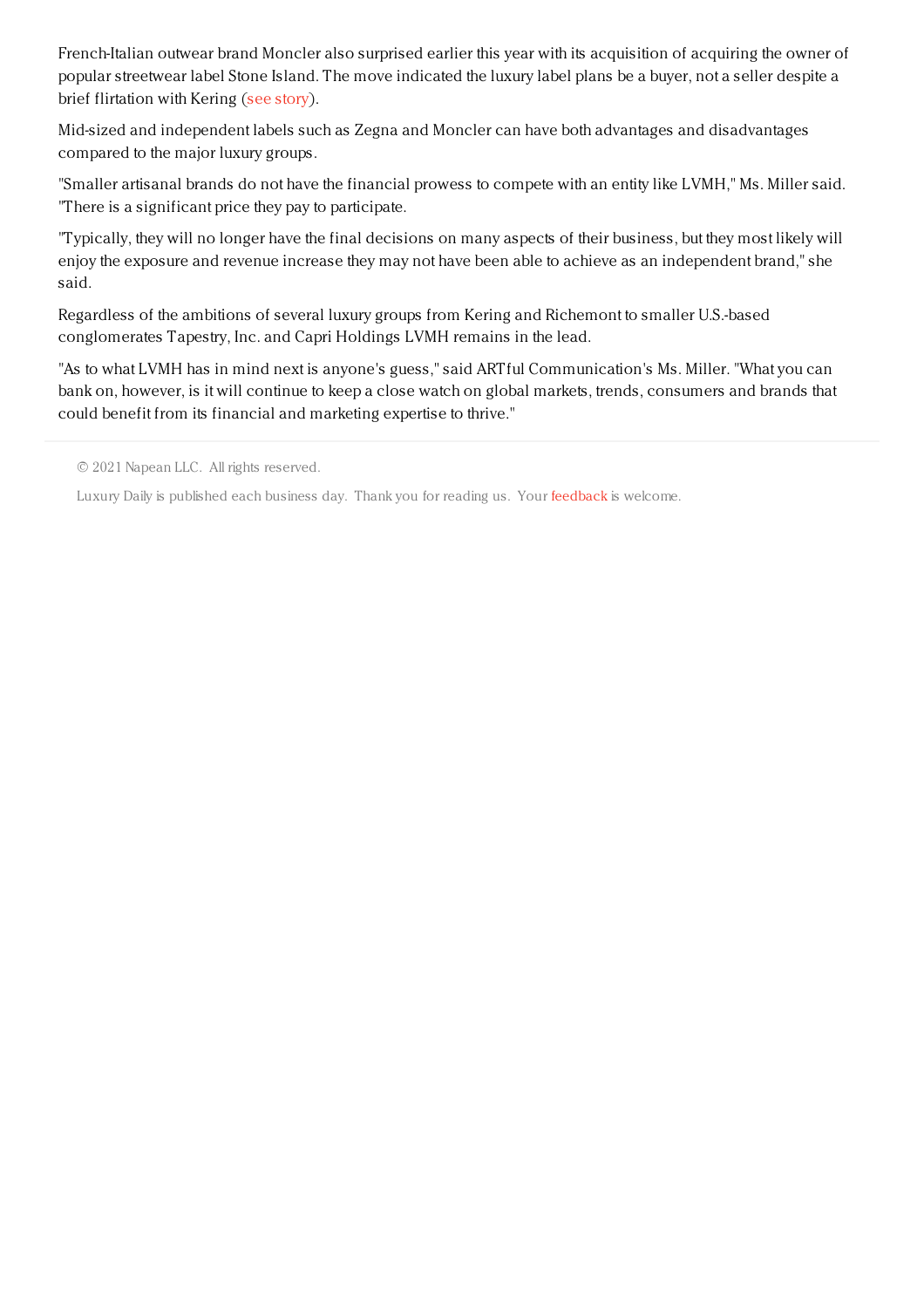French-Italian outwear brand Moncler also surprised earlier this year with its acquisition of acquiring the owner of popular streetwear label Stone Island. The move indicated the luxury label plans be a buyer, not a seller despite a brief flirtation with Kering (see story).

Mid-sized and independent labels such as Zegna and Moncler can have both advantages and disadvantages compared to the major luxury groups.

"Smaller artisanal brands do not have the financial prowess to compete with an entity like LVMH," Ms. Miller said. "There is a significant price they pay to participate.

"Typically, they will no longer have the final decisions on many aspects of their business, but they most likely will enjoy the exposure and revenue increase they may not have been able to achieve as an independent brand," she said.

Regardless of the ambitions of several luxury groups from Kering and Richemont to smaller U.S.-based conglomerates Tapestry, Inc. and Capri Holdings LVMH remains in the lead.

"As to what LVMH has in mind next is anyone's guess," said ARTful Communication's Ms. Miller. "What you can bank on, however, is it will continue to keep a close watch on global markets, trends, consumers and brands that could benefit from its financial and marketing expertise to thrive."

---

© 2021 Napean LLC. All rights reserved.

Luxury Daily is published each business day. Thank you for reading us. Your feedback is welcome.